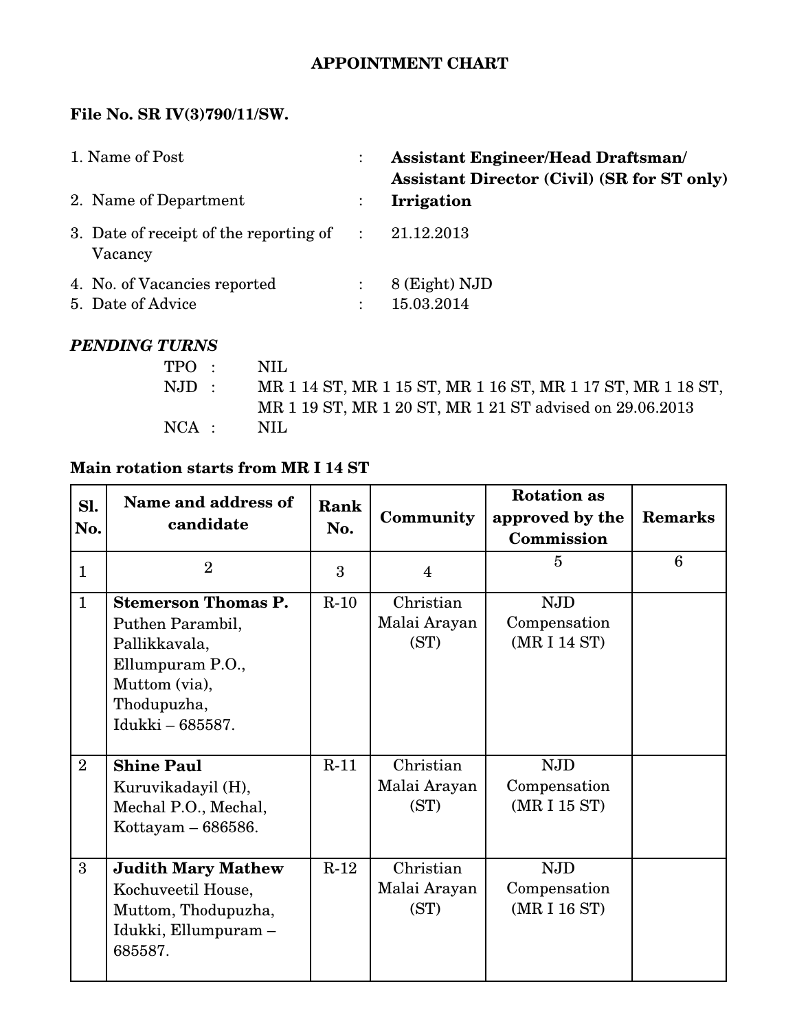# APPOINTMENT CHART

**File No. SR IV(3)790/11/SW.**

| | | |
|---|---|---|
| 1. Name of Post | : | **Assistant Engineer/Head Draftsman/ Assistant Director (Civil) (SR for ST only)** |
| 2. Name of Department | : | **Irrigation** |
| 3. Date of receipt of the reporting of Vacancy | : | 21.12.2013 |
| 4. No. of Vacancies reported | : | 8 (Eight) NJD |
| 5. Date of Advice | : | 15.03.2014 |

***PENDING TURNS***

TPO : NIL

NJD : MR 1 14 ST, MR 1 15 ST, MR 1 16 ST, MR 1 17 ST, MR 1 18 ST, MR 1 19 ST, MR 1 20 ST, MR 1 21 ST advised on 29.06.2013

NCA : NIL

**Main rotation starts from MR I 14 ST**

| Sl. No. | Name and address of candidate | Rank No. | Community | Rotation as approved by the Commission | Remarks |
|---|---|---|---|---|---|
| 1 | 2 | 3 | 4 | 5 | 6 |
| 1 | **Stemerson Thomas P.** Puthen Parambil, Pallikkavala, Ellumpuram P.O., Muttom (via), Thodupuzha, Idukki – 685587. | R-10 | Christian Malai Arayan (ST) | NJD Compensation (MR I 14 ST) | |
| 2 | **Shine Paul** Kuruvikadayil (H), Mechal P.O., Mechal, Kottayam – 686586. | R-11 | Christian Malai Arayan (ST) | NJD Compensation (MR I 15 ST) | |
| 3 | **Judith Mary Mathew** Kochuveetil House, Muttom, Thodupuzha, Idukki, Ellumpuram – 685587. | R-12 | Christian Malai Arayan (ST) | NJD Compensation (MR I 16 ST) | |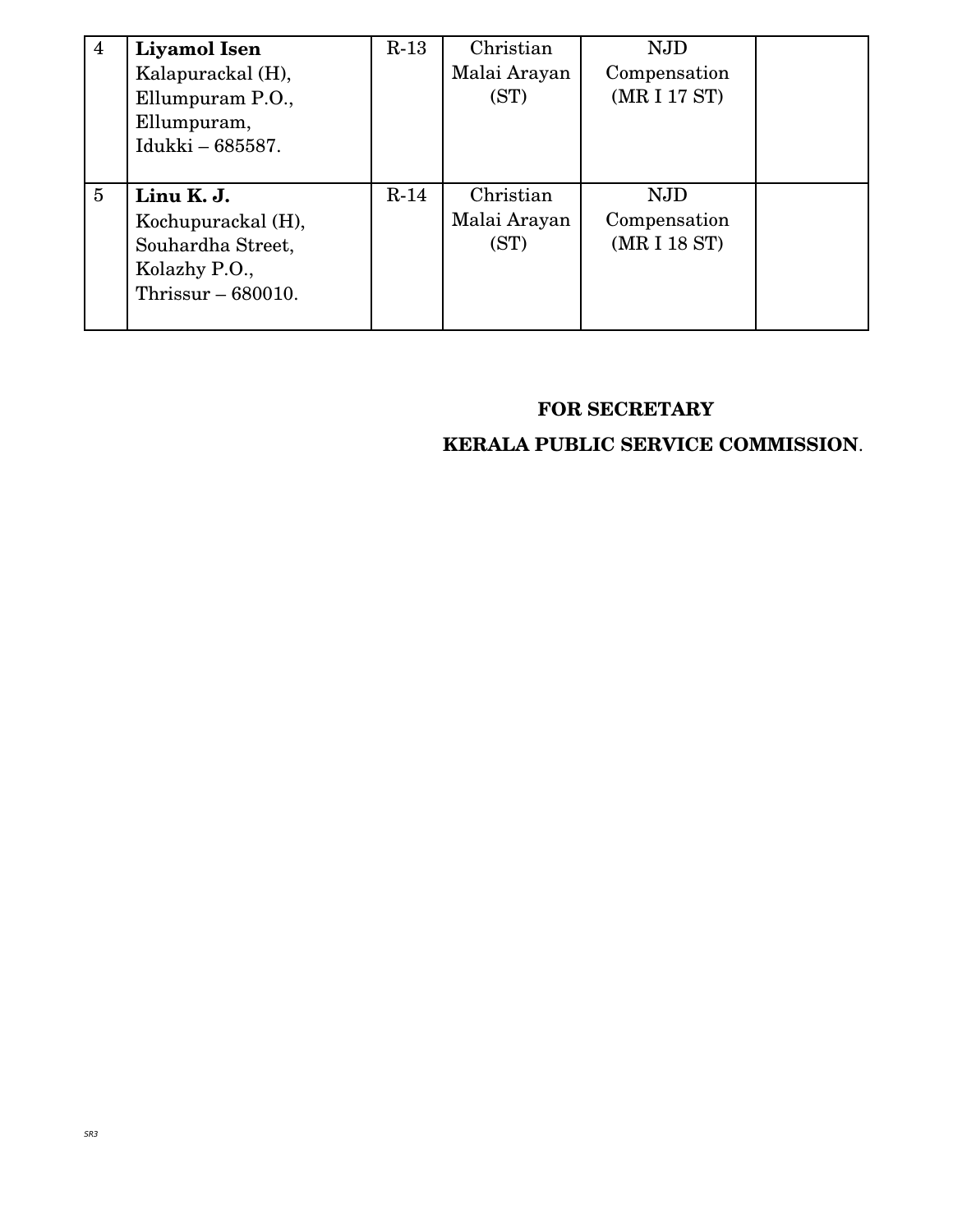| | | | | | |
|---|---|---|---|---|---|
| 4 | **Liyamol Isen**<br>Kalapurackal (H),<br>Ellumpuram P.O.,<br>Ellumpuram,<br>Idukki – 685587. | R-13 | Christian Malai Arayan (ST) | NJD Compensation (MR I 17 ST) | |
| 5 | **Linu K. J.**<br>Kochupurackal (H),<br>Souhardha Street,<br>Kolazhy P.O.,<br>Thrissur – 680010. | R-14 | Christian Malai Arayan (ST) | NJD Compensation (MR I 18 ST) | |

**FOR SECRETARY**

**KERALA PUBLIC SERVICE COMMISSION**.

*SR3*